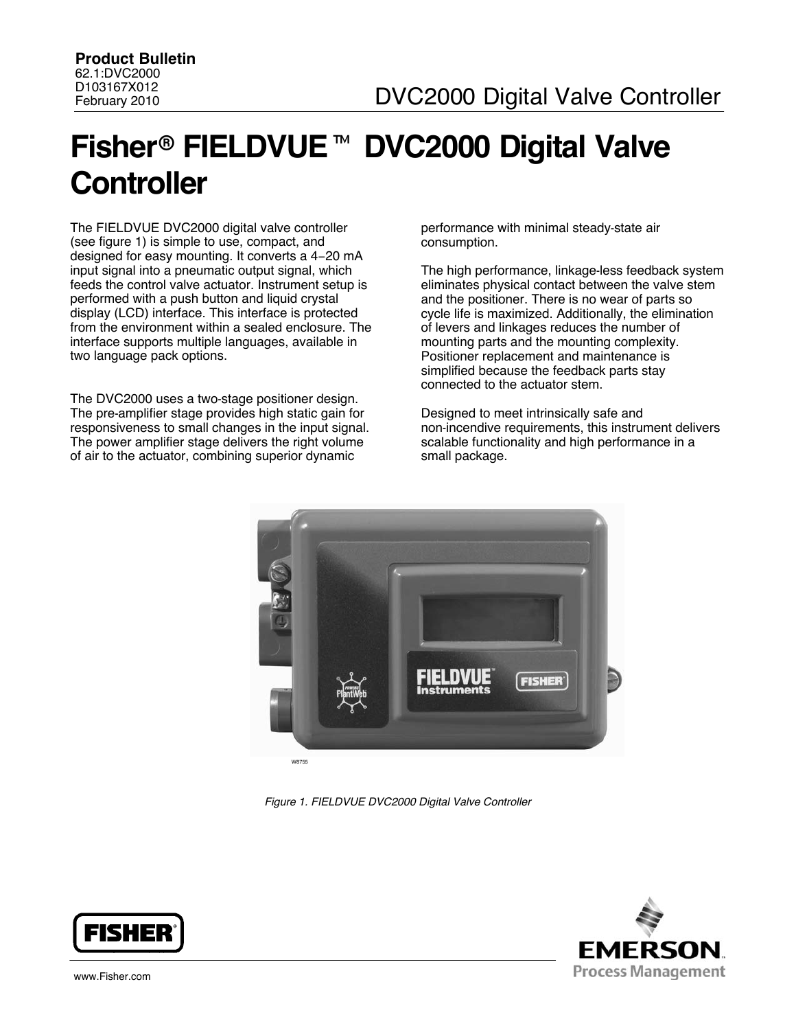Product Bulletin
62.1:DVC2000
D103167X012
February 2010

# Fisher® FIELDVUE™ DVC2000 Digital Valve Controller

The FIELDVUE DVC2000 digital valve controller (see figure 1) is simple to use, compact, and designed for easy mounting. It converts a 4−20 mA input signal into a pneumatic output signal, which feeds the control valve actuator. Instrument setup is performed with a push button and liquid crystal display (LCD) interface. This interface is protected from the environment within a sealed enclosure. The interface supports multiple languages, available in two language pack options.

The DVC2000 uses a two-stage positioner design. The pre-amplifier stage provides high static gain for responsiveness to small changes in the input signal. The power amplifier stage delivers the right volume of air to the actuator, combining superior dynamic performance with minimal steady-state air consumption.

The high performance, linkage-less feedback system eliminates physical contact between the valve stem and the positioner. There is no wear of parts so cycle life is maximized. Additionally, the elimination of levers and linkages reduces the number of mounting parts and the mounting complexity. Positioner replacement and maintenance is simplified because the feedback parts stay connected to the actuator stem.

Designed to meet intrinsically safe and non-incendive requirements, this instrument delivers scalable functionality and high performance in a small package.

W8755

*Figure 1. FIELDVUE DVC2000 Digital Valve Controller*

www.Fisher.com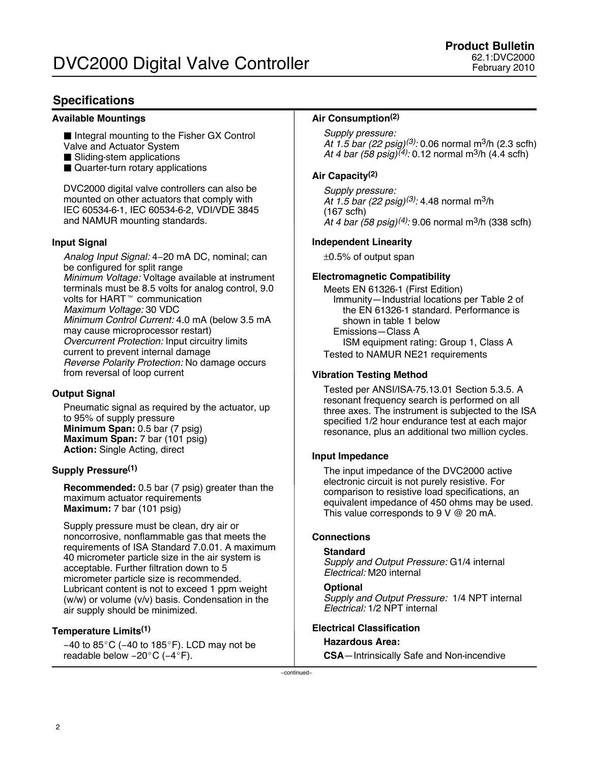## Specifications

### Available Mountings

- Integral mounting to the Fisher GX Control Valve and Actuator System
- Sliding-stem applications
- Quarter-turn rotary applications

DVC2000 digital valve controllers can also be mounted on other actuators that comply with IEC 60534-6-1, IEC 60534-6-2, VDI/VDE 3845 and NAMUR mounting standards.

### Input Signal

*Analog Input Signal:* 4−20 mA DC, nominal; can be configured for split range
*Minimum Voltage:* Voltage available at instrument terminals must be 8.5 volts for analog control, 9.0 volts for HART™ communication
*Maximum Voltage:* 30 VDC
*Minimum Control Current:* 4.0 mA (below 3.5 mA may cause microprocessor restart)
*Overcurrent Protection:* Input circuitry limits current to prevent internal damage
*Reverse Polarity Protection:* No damage occurs from reversal of loop current

### Output Signal

Pneumatic signal as required by the actuator, up to 95% of supply pressure
**Minimum Span:** 0.5 bar (7 psig)
**Maximum Span:** 7 bar (101 psig)
**Action:** Single Acting, direct

### Supply Pressure(1)

**Recommended:** 0.5 bar (7 psig) greater than the maximum actuator requirements
**Maximum:** 7 bar (101 psig)

Supply pressure must be clean, dry air or noncorrosive, nonflammable gas that meets the requirements of ISA Standard 7.0.01. A maximum 40 micrometer particle size in the air system is acceptable. Further filtration down to 5 micrometer particle size is recommended. Lubricant content is not to exceed 1 ppm weight (w/w) or volume (v/v) basis. Condensation in the air supply should be minimized.

### Temperature Limits(1)

−40 to 85°C (−40 to 185°F). LCD may not be readable below −20°C (−4°F).

### Air Consumption(2)

*Supply pressure:*
*At 1.5 bar (22 psig)(3):* 0.06 normal $m^3$/h (2.3 scfh)
*At 4 bar (58 psig)(4):* 0.12 normal $m^3$/h (4.4 scfh)

### Air Capacity(2)

*Supply pressure:*
*At 1.5 bar (22 psig)(3):* 4.48 normal $m^3$/h (167 scfh)
*At 4 bar (58 psig)(4):* 9.06 normal $m^3$/h (338 scfh)

### Independent Linearity

±0.5% of output span

### Electromagnetic Compatibility

Meets EN 61326-1 (First Edition)
Immunity—Industrial locations per Table 2 of the EN 61326-1 standard. Performance is shown in table 1 below
Emissions—Class A
ISM equipment rating: Group 1, Class A
Tested to NAMUR NE21 requirements

### Vibration Testing Method

Tested per ANSI/ISA-75.13.01 Section 5.3.5. A resonant frequency search is performed on all three axes. The instrument is subjected to the ISA specified 1/2 hour endurance test at each major resonance, plus an additional two million cycles.

### Input Impedance

The input impedance of the DVC2000 active electronic circuit is not purely resistive. For comparison to resistive load specifications, an equivalent impedance of 450 ohms may be used. This value corresponds to 9 V @ 20 mA.

### Connections

**Standard**
*Supply and Output Pressure:* G1/4 internal
*Electrical:* M20 internal

**Optional**
*Supply and Output Pressure:* 1/4 NPT internal
*Electrical:* 1/2 NPT internal

### Electrical Classification

**Hazardous Area:**

**CSA**—Intrinsically Safe and Non-incendive

−continued−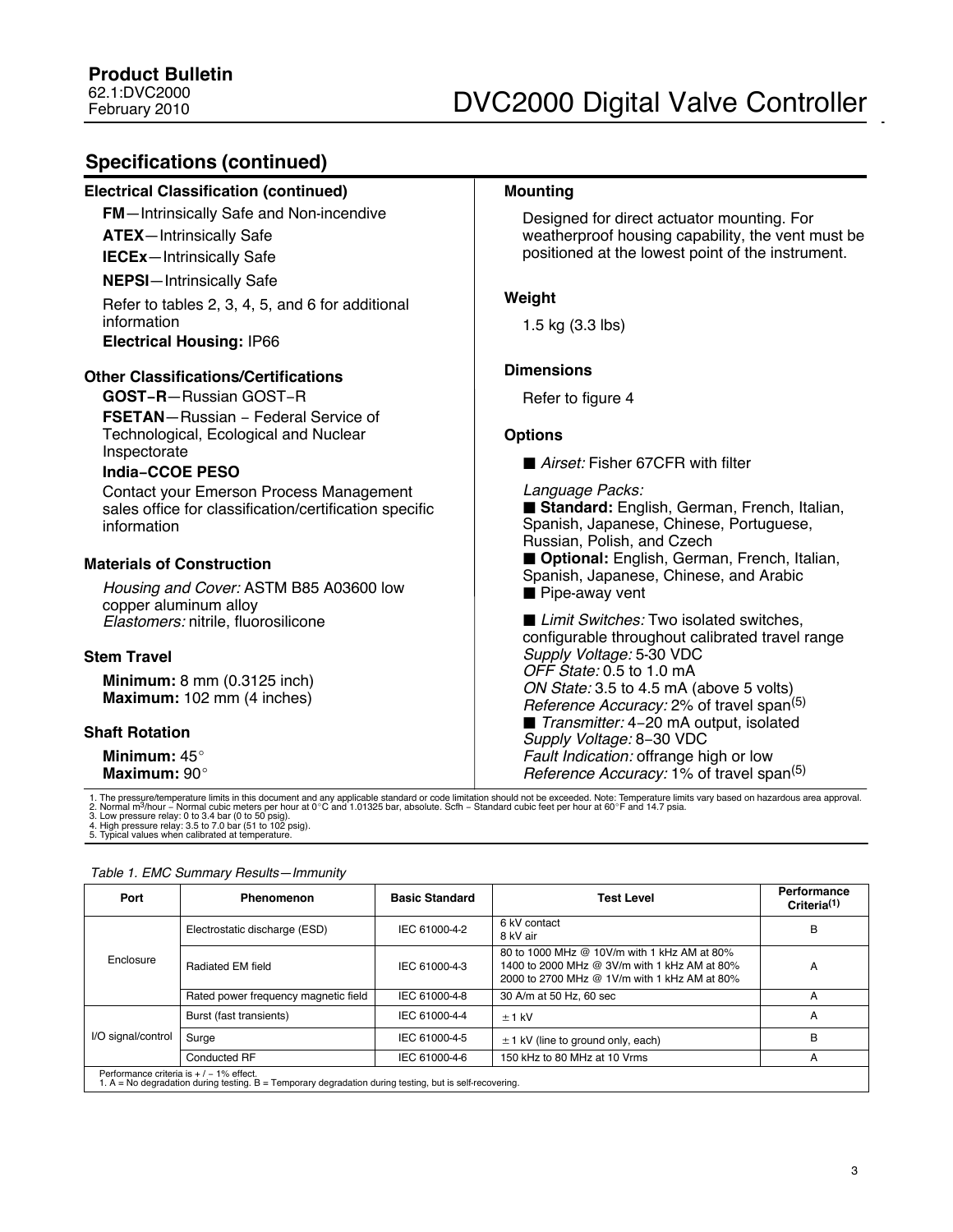## Specifications (continued)

### Electrical Classification (continued)

**FM**—Intrinsically Safe and Non-incendive

**ATEX**—Intrinsically Safe

**IECEx**—Intrinsically Safe

**NEPSI**—Intrinsically Safe

Refer to tables 2, 3, 4, 5, and 6 for additional information

**Electrical Housing:** IP66

### Other Classifications/Certifications

**GOST-R**—Russian GOST-R

**FSETAN**—Russian - Federal Service of Technological, Ecological and Nuclear Inspectorate

**India-CCOE PESO**

Contact your Emerson Process Management sales office for classification/certification specific information

### Materials of Construction

*Housing and Cover:* ASTM B85 A03600 low copper aluminum alloy
*Elastomers:* nitrile, fluorosilicone

### Stem Travel

**Minimum:** 8 mm (0.3125 inch)
**Maximum:** 102 mm (4 inches)

### Shaft Rotation

**Minimum:** 45°
**Maximum:** 90°

### Mounting

Designed for direct actuator mounting. For weatherproof housing capability, the vent must be positioned at the lowest point of the instrument.

### Weight

1.5 kg (3.3 lbs)

### Dimensions

Refer to figure 4

### Options

■ *Airset:* Fisher 67CFR with filter

*Language Packs:*
■ **Standard:** English, German, French, Italian, Spanish, Japanese, Chinese, Portuguese, Russian, Polish, and Czech
■ **Optional:** English, German, French, Italian, Spanish, Japanese, Chinese, and Arabic
■ Pipe-away vent

■ *Limit Switches:* Two isolated switches, configurable throughout calibrated travel range
*Supply Voltage:* 5-30 VDC
*OFF State:* 0.5 to 1.0 mA
*ON State:* 3.5 to 4.5 mA (above 5 volts)
*Reference Accuracy:* 2% of travel span(5)
■ *Transmitter:* 4-20 mA output, isolated
*Supply Voltage:* 8-30 VDC
*Fault Indication:* offrange high or low
*Reference Accuracy:* 1% of travel span(5)

1. The pressure/temperature limits in this document and any applicable standard or code limitation should not be exceeded. Note: Temperature limits vary based on hazardous area approval.
2. Normal $m^3$/hour - Normal cubic meters per hour at 0°C and 1.01325 bar, absolute. Scfh - Standard cubic feet per hour at 60°F and 14.7 psia.
3. Low pressure relay: 0 to 3.4 bar (0 to 50 psig).
4. High pressure relay: 3.5 to 7.0 bar (51 to 102 psig).
5. Typical values when calibrated at temperature.

*Table 1. EMC Summary Results—Immunity*

| Port | Phenomenon | Basic Standard | Test Level | Performance Criteria(1) |
|---|---|---|---|---|
| Enclosure | Electrostatic discharge (ESD) | IEC 61000-4-2 | 6 kV contact<br>8 kV air | B |
| | Radiated EM field | IEC 61000-4-3 | 80 to 1000 MHz @ 10V/m with 1 kHz AM at 80%<br>1400 to 2000 MHz @ 3V/m with 1 kHz AM at 80%<br>2000 to 2700 MHz @ 1V/m with 1 kHz AM at 80% | A |
| | Rated power frequency magnetic field | IEC 61000-4-8 | 30 A/m at 50 Hz, 60 sec | A |
| I/O signal/control | Burst (fast transients) | IEC 61000-4-4 | ±1 kV | A |
| | Surge | IEC 61000-4-5 | ±1 kV (line to ground only, each) | B |
| | Conducted RF | IEC 61000-4-6 | 150 kHz to 80 MHz at 10 Vrms | A |

Performance criteria is + / - 1% effect.
1. A = No degradation during testing. B = Temporary degradation during testing, but is self-recovering.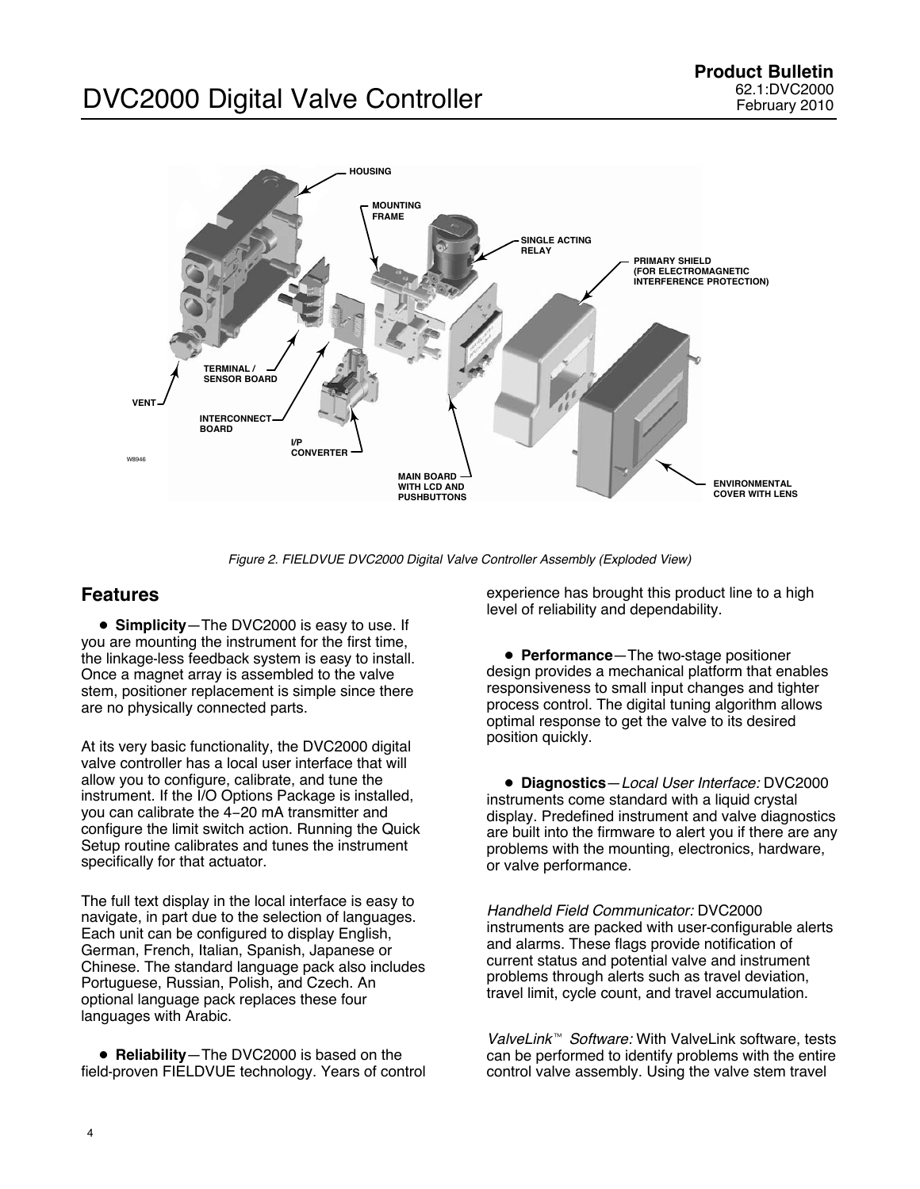Figure 2. FIELDVUE DVC2000 Digital Valve Controller Assembly (Exploded View)

## Features

- **Simplicity**—The DVC2000 is easy to use. If you are mounting the instrument for the first time, the linkage-less feedback system is easy to install. Once a magnet array is assembled to the valve stem, positioner replacement is simple since there are no physically connected parts.

At its very basic functionality, the DVC2000 digital valve controller has a local user interface that will allow you to configure, calibrate, and tune the instrument. If the I/O Options Package is installed, you can calibrate the 4−20 mA transmitter and configure the limit switch action. Running the Quick Setup routine calibrates and tunes the instrument specifically for that actuator.

The full text display in the local interface is easy to navigate, in part due to the selection of languages. Each unit can be configured to display English, German, French, Italian, Spanish, Japanese or Chinese. The standard language pack also includes Portuguese, Russian, Polish, and Czech. An optional language pack replaces these four languages with Arabic.

- **Reliability**—The DVC2000 is based on the field-proven FIELDVUE technology. Years of control experience has brought this product line to a high level of reliability and dependability.

- **Performance**—The two-stage positioner design provides a mechanical platform that enables responsiveness to small input changes and tighter process control. The digital tuning algorithm allows optimal response to get the valve to its desired position quickly.

- **Diagnostics**—*Local User Interface:* DVC2000 instruments come standard with a liquid crystal display. Predefined instrument and valve diagnostics are built into the firmware to alert you if there are any problems with the mounting, electronics, hardware, or valve performance.

*Handheld Field Communicator:* DVC2000 instruments are packed with user-configurable alerts and alarms. These flags provide notification of current status and potential valve and instrument problems through alerts such as travel deviation, travel limit, cycle count, and travel accumulation.

*ValveLink™ Software:* With ValveLink software, tests can be performed to identify problems with the entire control valve assembly. Using the valve stem travel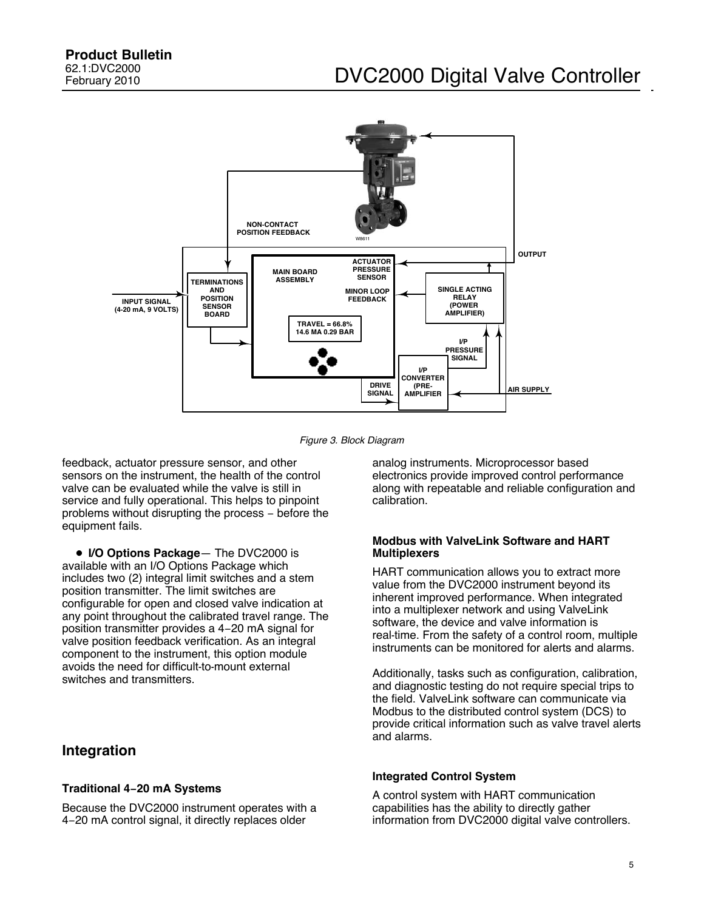Figure 3. Block Diagram

feedback, actuator pressure sensor, and other sensors on the instrument, the health of the control valve can be evaluated while the valve is still in service and fully operational. This helps to pinpoint problems without disrupting the process − before the equipment fails.

- **I/O Options Package**— The DVC2000 is available with an I/O Options Package which includes two (2) integral limit switches and a stem position transmitter. The limit switches are configurable for open and closed valve indication at any point throughout the calibrated travel range. The position transmitter provides a 4−20 mA signal for valve position feedback verification. As an integral component to the instrument, this option module avoids the need for difficult-to-mount external switches and transmitters.

## Integration

### Traditional 4−20 mA Systems

Because the DVC2000 instrument operates with a 4−20 mA control signal, it directly replaces older analog instruments. Microprocessor based electronics provide improved control performance along with repeatable and reliable configuration and calibration.

### Modbus with ValveLink Software and HART Multiplexers

HART communication allows you to extract more value from the DVC2000 instrument beyond its inherent improved performance. When integrated into a multiplexer network and using ValveLink software, the device and valve information is real-time. From the safety of a control room, multiple instruments can be monitored for alerts and alarms.

Additionally, tasks such as configuration, calibration, and diagnostic testing do not require special trips to the field. ValveLink software can communicate via Modbus to the distributed control system (DCS) to provide critical information such as valve travel alerts and alarms.

### Integrated Control System

A control system with HART communication capabilities has the ability to directly gather information from DVC2000 digital valve controllers.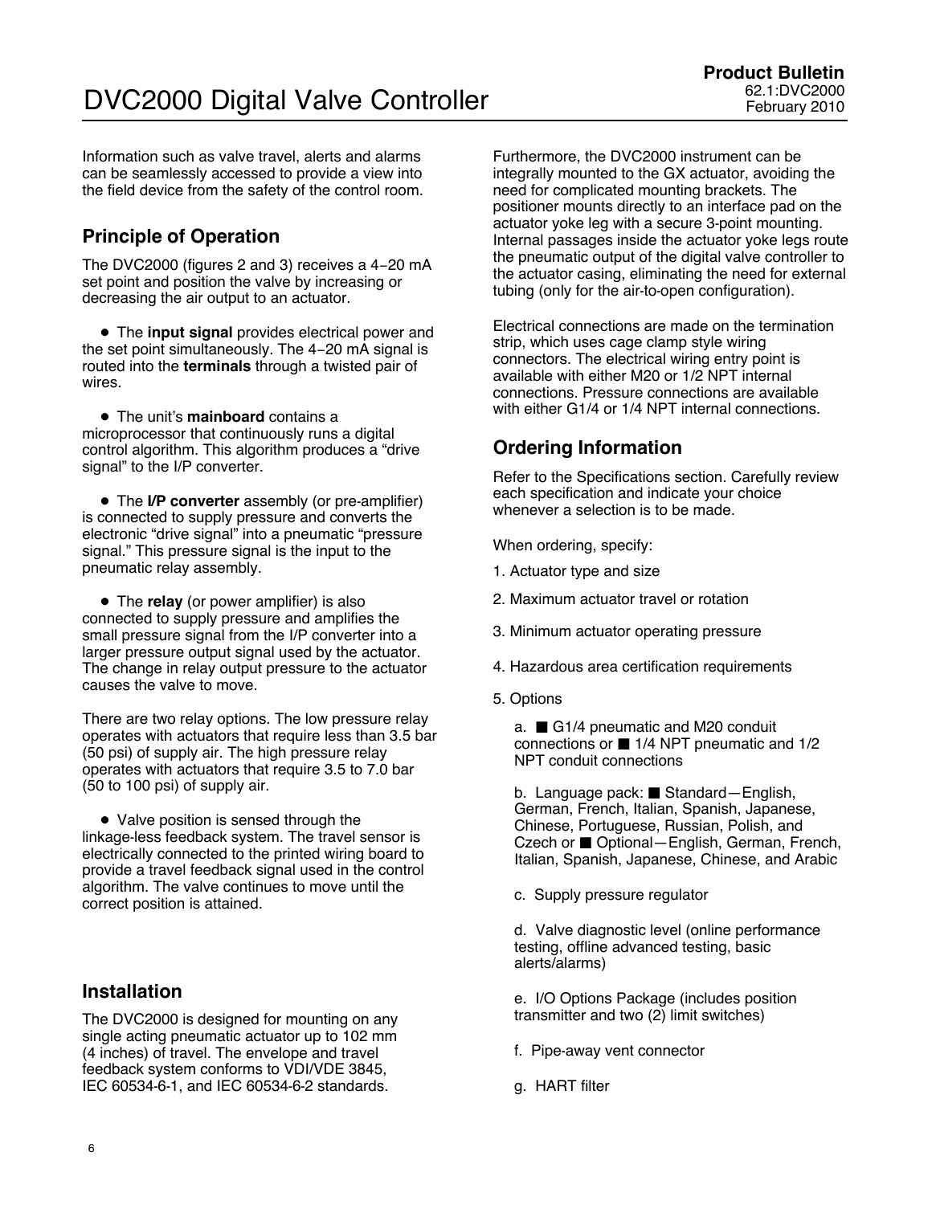Information such as valve travel, alerts and alarms can be seamlessly accessed to provide a view into the field device from the safety of the control room.

## Principle of Operation

The DVC2000 (figures 2 and 3) receives a 4−20 mA set point and position the valve by increasing or decreasing the air output to an actuator.

- The **input signal** provides electrical power and the set point simultaneously. The 4−20 mA signal is routed into the **terminals** through a twisted pair of wires.

- The unit's **mainboard** contains a microprocessor that continuously runs a digital control algorithm. This algorithm produces a "drive signal" to the I/P converter.

- The **I/P converter** assembly (or pre-amplifier) is connected to supply pressure and converts the electronic "drive signal" into a pneumatic "pressure signal." This pressure signal is the input to the pneumatic relay assembly.

- The **relay** (or power amplifier) is also connected to supply pressure and amplifies the small pressure signal from the I/P converter into a larger pressure output signal used by the actuator. The change in relay output pressure to the actuator causes the valve to move.

There are two relay options. The low pressure relay operates with actuators that require less than 3.5 bar (50 psi) of supply air. The high pressure relay operates with actuators that require 3.5 to 7.0 bar (50 to 100 psi) of supply air.

- Valve position is sensed through the linkage-less feedback system. The travel sensor is electrically connected to the printed wiring board to provide a travel feedback signal used in the control algorithm. The valve continues to move until the correct position is attained.

## Installation

The DVC2000 is designed for mounting on any single acting pneumatic actuator up to 102 mm (4 inches) of travel. The envelope and travel feedback system conforms to VDI/VDE 3845, IEC 60534-6-1, and IEC 60534-6-2 standards.

Furthermore, the DVC2000 instrument can be integrally mounted to the GX actuator, avoiding the need for complicated mounting brackets. The positioner mounts directly to an interface pad on the actuator yoke leg with a secure 3-point mounting. Internal passages inside the actuator yoke legs route the pneumatic output of the digital valve controller to the actuator casing, eliminating the need for external tubing (only for the air-to-open configuration).

Electrical connections are made on the termination strip, which uses cage clamp style wiring connectors. The electrical wiring entry point is available with either M20 or 1/2 NPT internal connections. Pressure connections are available with either G1/4 or 1/4 NPT internal connections.

## Ordering Information

Refer to the Specifications section. Carefully review each specification and indicate your choice whenever a selection is to be made.

When ordering, specify:

1. Actuator type and size
2. Maximum actuator travel or rotation
3. Minimum actuator operating pressure
4. Hazardous area certification requirements
5. Options

   a. ■ G1/4 pneumatic and M20 conduit connections or ■ 1/4 NPT pneumatic and 1/2 NPT conduit connections

   b. Language pack: ■ Standard—English, German, French, Italian, Spanish, Japanese, Chinese, Portuguese, Russian, Polish, and Czech or ■ Optional—English, German, French, Italian, Spanish, Japanese, Chinese, and Arabic

   c. Supply pressure regulator

   d. Valve diagnostic level (online performance testing, offline advanced testing, basic alerts/alarms)

   e. I/O Options Package (includes position transmitter and two (2) limit switches)

   f. Pipe-away vent connector

   g. HART filter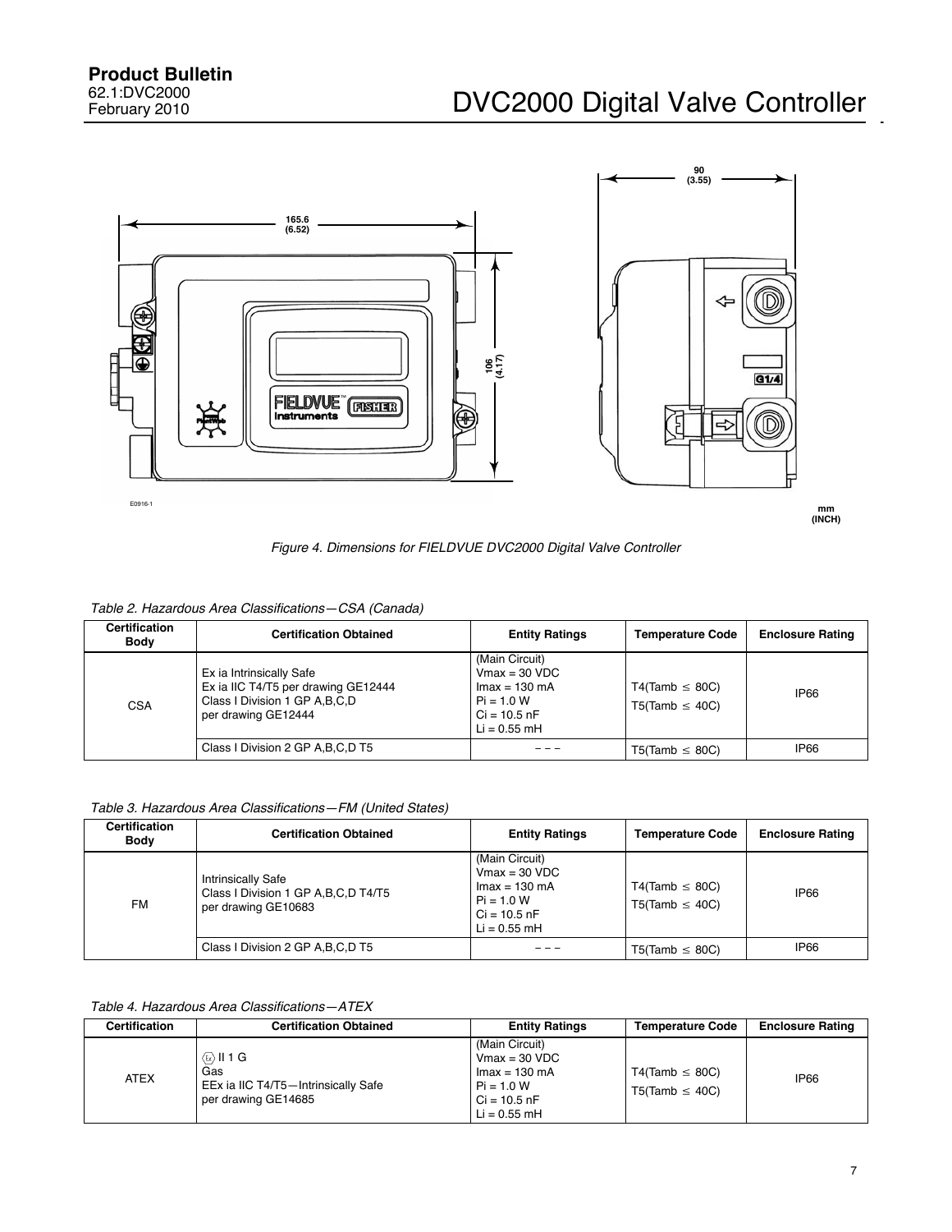Figure 4. Dimensions for FIELDVUE DVC2000 Digital Valve Controller

*Table 2. Hazardous Area Classifications—CSA (Canada)*

| Certification Body | Certification Obtained | Entity Ratings | Temperature Code | Enclosure Rating |
|---|---|---|---|---|
| CSA | Ex ia Intrinsically Safe<br>Ex ia IIC T4/T5 per drawing GE12444<br>Class I Division 1 GP A,B,C,D<br>per drawing GE12444 | (Main Circuit)<br>Vmax = 30 VDC<br>Imax = 130 mA<br>Pi = 1.0 W<br>Ci = 10.5 nF<br>Li = 0.55 mH | T4(Tamb ≤ 80C)<br>T5(Tamb ≤ 40C) | IP66 |
| | Class I Division 2 GP A,B,C,D T5 | – – – | T5(Tamb ≤ 80C) | IP66 |

*Table 3. Hazardous Area Classifications—FM (United States)*

| Certification Body | Certification Obtained | Entity Ratings | Temperature Code | Enclosure Rating |
|---|---|---|---|---|
| FM | Intrinsically Safe<br>Class I Division 1 GP A,B,C,D T4/T5<br>per drawing GE10683 | (Main Circuit)<br>Vmax = 30 VDC<br>Imax = 130 mA<br>Pi = 1.0 W<br>Ci = 10.5 nF<br>Li = 0.55 mH | T4(Tamb ≤ 80C)<br>T5(Tamb ≤ 40C) | IP66 |
| | Class I Division 2 GP A,B,C,D T5 | – – – | T5(Tamb ≤ 80C) | IP66 |

*Table 4. Hazardous Area Classifications—ATEX*

| Certification | Certification Obtained | Entity Ratings | Temperature Code | Enclosure Rating |
|---|---|---|---|---|
| ATEX | Ex II 1 G<br>Gas<br>EEx ia IIC T4/T5—Intrinsically Safe<br>per drawing GE14685 | (Main Circuit)<br>Vmax = 30 VDC<br>Imax = 130 mA<br>Pi = 1.0 W<br>Ci = 10.5 nF<br>Li = 0.55 mH | T4(Tamb ≤ 80C)<br>T5(Tamb ≤ 40C) | IP66 |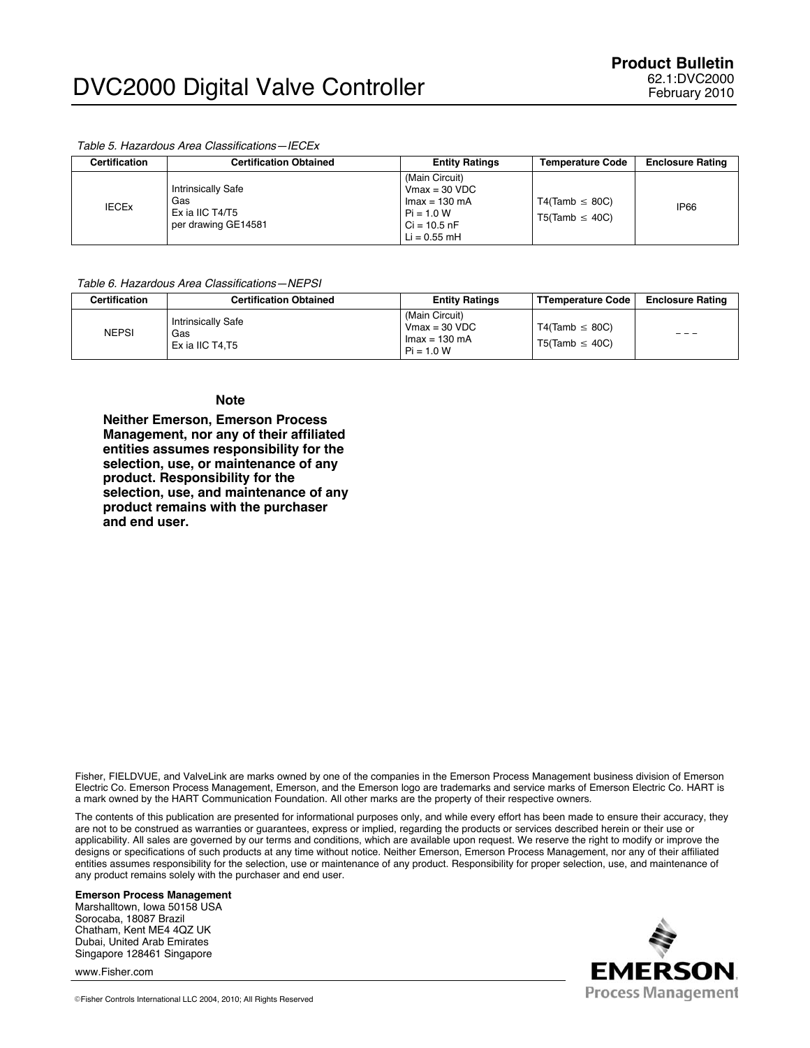*Table 5. Hazardous Area Classifications—IECEx*

| Certification | Certification Obtained | Entity Ratings | Temperature Code | Enclosure Rating |
|---|---|---|---|---|
| IECEx | Intrinsically Safe<br>Gas<br>Ex ia IIC T4/T5<br>per drawing GE14581 | (Main Circuit)<br>Vmax = 30 VDC<br>Imax = 130 mA<br>Pi = 1.0 W<br>Ci = 10.5 nF<br>Li = 0.55 mH | T4(Tamb ≤ 80C)<br>T5(Tamb ≤ 40C) | IP66 |

*Table 6. Hazardous Area Classifications—NEPSI*

| Certification | Certification Obtained | Entity Ratings | TTemperature Code | Enclosure Rating |
|---|---|---|---|---|
| NEPSI | Intrinsically Safe<br>Gas<br>Ex ia IIC T4,T5 | (Main Circuit)<br>Vmax = 30 VDC<br>Imax = 130 mA<br>Pi = 1.0 W | T4(Tamb ≤ 80C)<br>T5(Tamb ≤ 40C) | – – – |

**Note**

**Neither Emerson, Emerson Process Management, nor any of their affiliated entities assumes responsibility for the selection, use, or maintenance of any product. Responsibility for the selection, use, and maintenance of any product remains with the purchaser and end user.**

Fisher, FIELDVUE, and ValveLink are marks owned by one of the companies in the Emerson Process Management business division of Emerson Electric Co. Emerson Process Management, Emerson, and the Emerson logo are trademarks and service marks of Emerson Electric Co. HART is a mark owned by the HART Communication Foundation. All other marks are the property of their respective owners.

The contents of this publication are presented for informational purposes only, and while every effort has been made to ensure their accuracy, they are not to be construed as warranties or guarantees, express or implied, regarding the products or services described herein or their use or applicability. All sales are governed by our terms and conditions, which are available upon request. We reserve the right to modify or improve the designs or specifications of such products at any time without notice. Neither Emerson, Emerson Process Management, nor any of their affiliated entities assumes responsibility for the selection, use or maintenance of any product. Responsibility for proper selection, use, and maintenance of any product remains solely with the purchaser and end user.

**Emerson Process Management**
Marshalltown, Iowa 50158 USA
Sorocaba, 18087 Brazil
Chatham, Kent ME4 4QZ UK
Dubai, United Arab Emirates
Singapore 128461 Singapore

www.Fisher.com

©Fisher Controls International LLC 2004, 2010; All Rights Reserved

EMERSON. Process Management